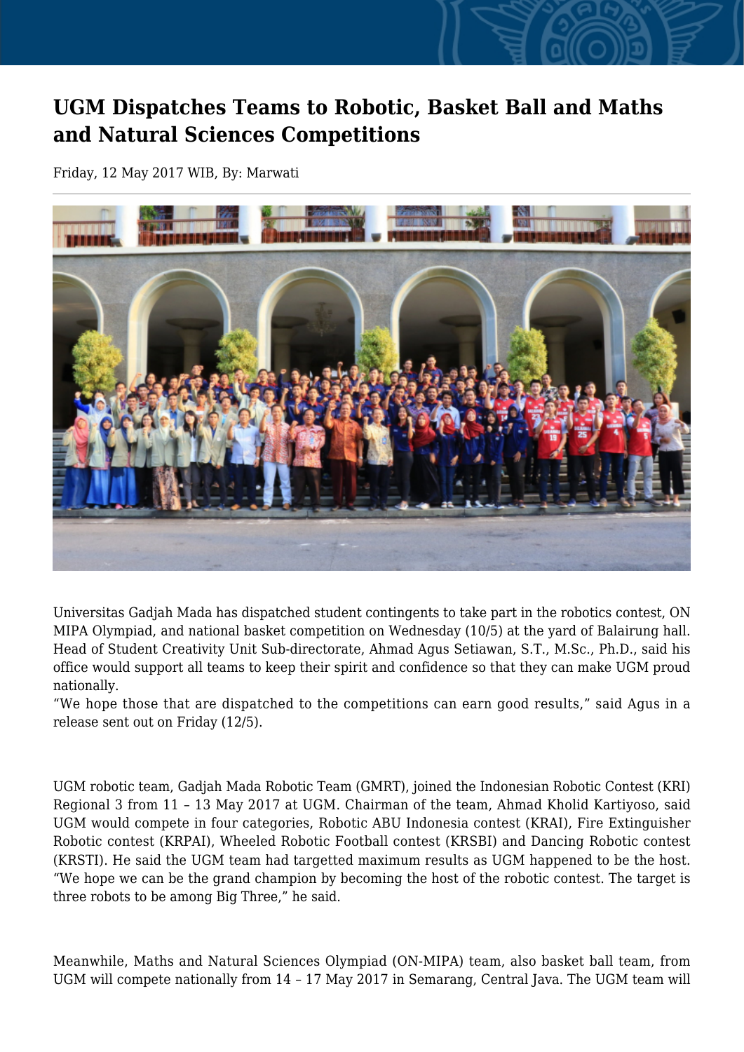# UGM Dispatches Teams to Robotic, Basket Ball and Maths and Natural Sciences Competitions

Friday, 12 May 2017 WIB, By: Marwati

Universitas Gadjah Mada has dispatched student contingents to take part in the robotics contest, ON MIPA Olympiad, and national basket competition on Wednesday (10/5) at the yard of Balairung hall. Head of Student Creativity Unit Sub-directorate, Ahmad Agus Setiawan, S.T., M.Sc., Ph.D., said his office would support all teams to keep their spirit and confidence so that they can make UGM proud nationally.

“We hope those that are dispatched to the competitions can earn good results,” said Agus in a release sent out on Friday (12/5).

UGM robotic team, Gadjah Mada Robotic Team (GMRT), joined the Indonesian Robotic Contest (KRI) Regional 3 from 11 – 13 May 2017 at UGM. Chairman of the team, Ahmad Kholid Kartiyoso, said UGM would compete in four categories, Robotic ABU Indonesia contest (KRAI), Fire Extinguisher Robotic contest (KRPAI), Wheeled Robotic Football contest (KRSBI) and Dancing Robotic contest (KRSTI). He said the UGM team had targetted maximum results as UGM happened to be the host. “We hope we can be the grand champion by becoming the host of the robotic contest. The target is three robots to be among Big Three,” he said.

Meanwhile, Maths and Natural Sciences Olympiad (ON-MIPA) team, also basket ball team, from UGM will compete nationally from 14 – 17 May 2017 in Semarang, Central Java. The UGM team will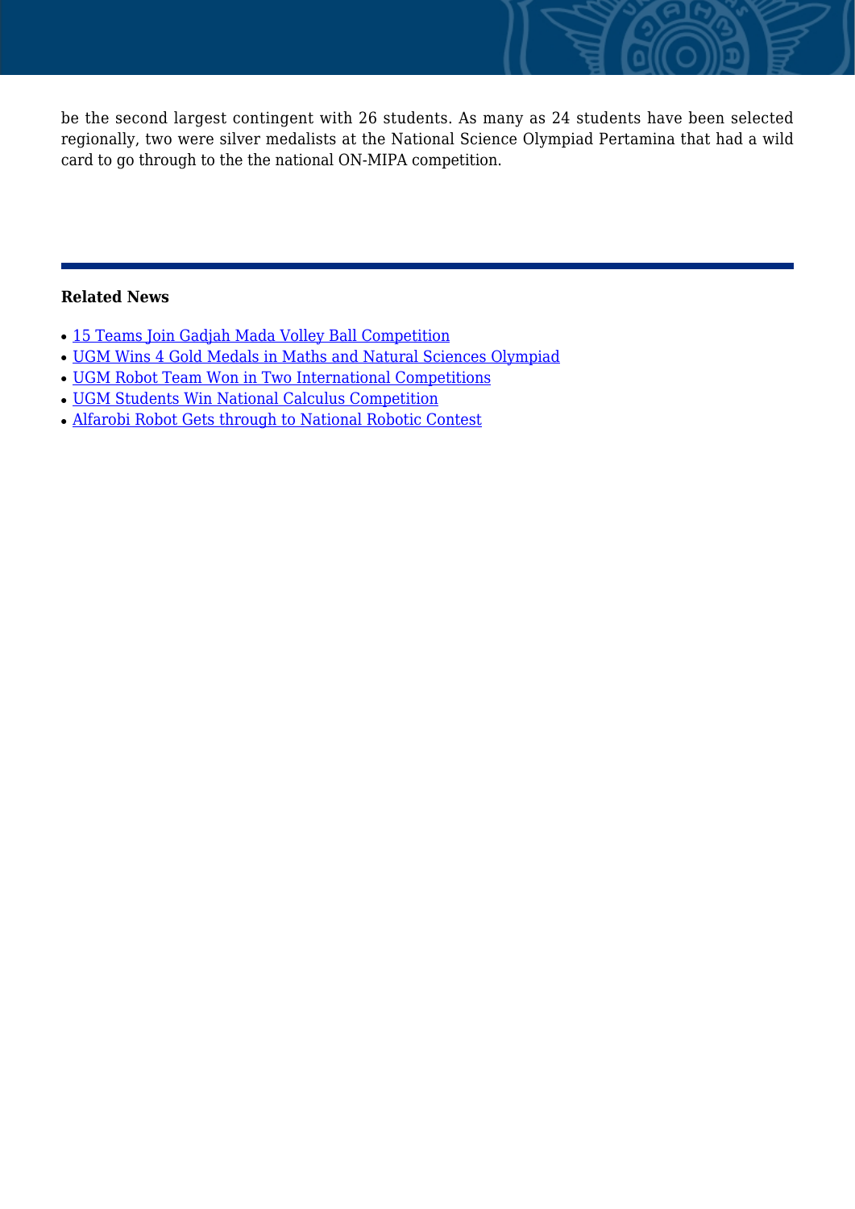be the second largest contingent with 26 students. As many as 24 students have been selected regionally, two were silver medalists at the National Science Olympiad Pertamina that had a wild card to go through to the the national ON-MIPA competition.

---

**Related News**

- 15 Teams Join Gadjah Mada Volley Ball Competition
- UGM Wins 4 Gold Medals in Maths and Natural Sciences Olympiad
- UGM Robot Team Won in Two International Competitions
- UGM Students Win National Calculus Competition
- Alfarobi Robot Gets through to National Robotic Contest